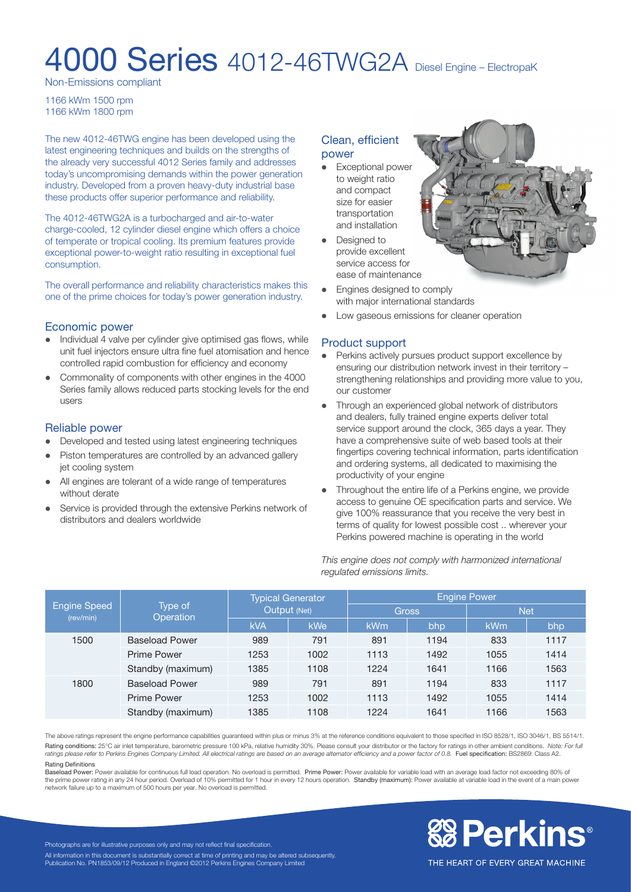# 4000 Series 4012-46TWG2A Diesel Engine – ElectropaK

Non-Emissions compliant

1166 kWm 1500 rpm
1166 kWm 1800 rpm

The new 4012-46TWG engine has been developed using the latest engineering techniques and builds on the strengths of the already very successful 4012 Series family and addresses today's uncompromising demands within the power generation industry. Developed from a proven heavy-duty industrial base these products offer superior performance and reliability.

The 4012-46TWG2A is a turbocharged and air-to-water charge-cooled, 12 cylinder diesel engine which offers a choice of temperate or tropical cooling. Its premium features provide exceptional power-to-weight ratio resulting in exceptional fuel consumption.

The overall performance and reliability characteristics makes this one of the prime choices for today's power generation industry.

## Economic power

- Individual 4 valve per cylinder give optimised gas flows, while unit fuel injectors ensure ultra fine fuel atomisation and hence controlled rapid combustion for efficiency and economy
- Commonality of components with other engines in the 4000 Series family allows reduced parts stocking levels for the end users

## Reliable power

- Developed and tested using latest engineering techniques
- Piston temperatures are controlled by an advanced gallery jet cooling system
- All engines are tolerant of a wide range of temperatures without derate
- Service is provided through the extensive Perkins network of distributors and dealers worldwide

## Clean, efficient power

- Exceptional power to weight ratio and compact size for easier transportation and installation
- Designed to provide excellent service access for ease of maintenance
- Engines designed to comply with major international standards
- Low gaseous emissions for cleaner operation

## Product support

- Perkins actively pursues product support excellence by ensuring our distribution network invest in their territory – strengthening relationships and providing more value to you, our customer
- Through an experienced global network of distributors and dealers, fully trained engine experts deliver total service support around the clock, 365 days a year. They have a comprehensive suite of web based tools at their fingertips covering technical information, parts identification and ordering systems, all dedicated to maximising the productivity of your engine
- Throughout the entire life of a Perkins engine, we provide access to genuine OE specification parts and service. We give 100% reassurance that you receive the very best in terms of quality for lowest possible cost .. wherever your Perkins powered machine is operating in the world

*This engine does not comply with harmonized international regulated emissions limits.*

| Engine Speed (rev/min) | Type of Operation | Typical Generator Output (Net) | | Engine Power | | | |
|---|---|---|---|---|---|---|---|
| | | | | Gross | | Net | |
| | | kVA | kWe | kWm | bhp | kWm | bhp |
| 1500 | Baseload Power | 989 | 791 | 891 | 1194 | 833 | 1117 |
| | Prime Power | 1253 | 1002 | 1113 | 1492 | 1055 | 1414 |
| | Standby (maximum) | 1385 | 1108 | 1224 | 1641 | 1166 | 1563 |
| 1800 | Baseload Power | 989 | 791 | 891 | 1194 | 833 | 1117 |
| | Prime Power | 1253 | 1002 | 1113 | 1492 | 1055 | 1414 |
| | Standby (maximum) | 1385 | 1108 | 1224 | 1641 | 1166 | 1563 |

The above ratings represent the engine performance capabilities guaranteed within plus or minus 3% at the reference conditions equivalent to those specified in ISO 8528/1, ISO 3046/1, BS 5514/1.

**Rating conditions:** 25°C air inlet temperature, barometric pressure 100 kPa, relative humidity 30%. Please consult your distributor or the factory for ratings in other ambient conditions. *Note: For full ratings please refer to Perkins Engines Company Limited. All electrical ratings are based on an average alternator efficiency and a power factor of 0.8.* **Fuel specification:** BS2869: Class A2.

**Rating Definitions**

**Baseload Power:** Power available for continuous full load operation. No overload is permitted. **Prime Power:** Power available for variable load with an average load factor not exceeding 80% of the prime power rating in any 24 hour period. Overload of 10% permitted for 1 hour in every 12 hours operation. **Standby (maximum):** Power available at variable load in the event of a main power network failure up to a maximum of 500 hours per year. No overload is permitted.

Photographs are for illustrative purposes only and may not reflect final specification.

All information in this document is substantially correct at time of printing and may be altered subsequently.
Publication No. PN1853/09/12 Produced in England ©2012 Perkins Engines Company Limited

Perkins®
THE HEART OF EVERY GREAT MACHINE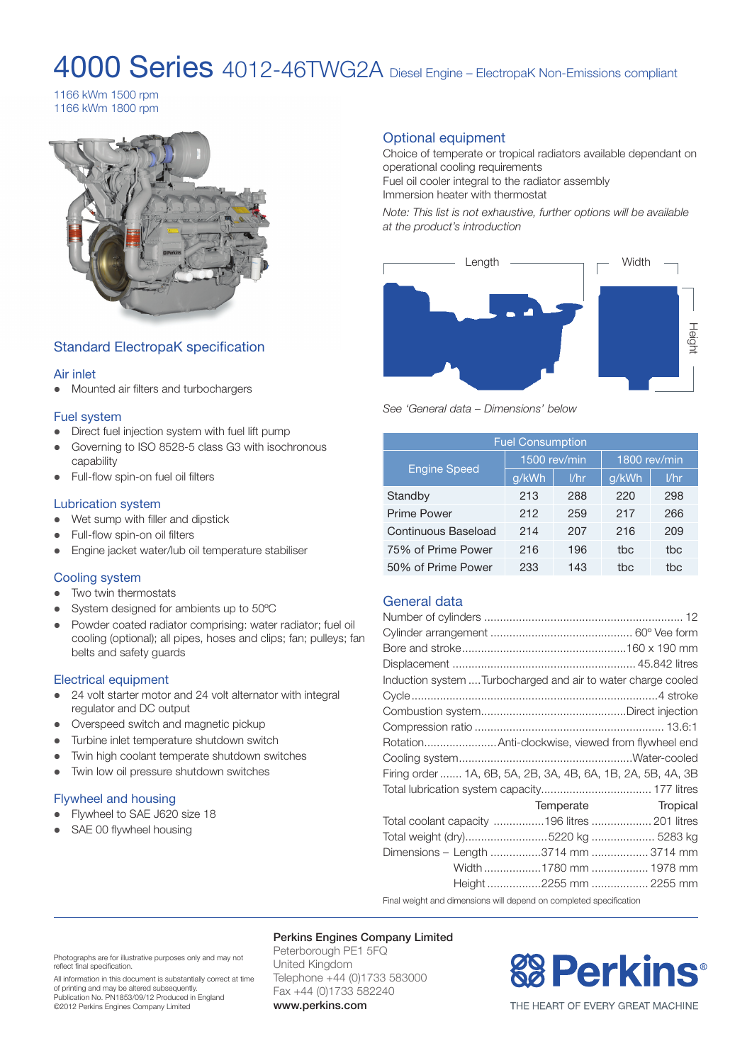# 4000 Series 4012-46TWG2A Diesel Engine – ElectropaK Non-Emissions compliant

1166 kWm 1500 rpm
1166 kWm 1800 rpm

## Standard ElectropaK specification

### Air inlet

- Mounted air filters and turbochargers

### Fuel system

- Direct fuel injection system with fuel lift pump
- Governing to ISO 8528-5 class G3 with isochronous capability
- Full-flow spin-on fuel oil filters

### Lubrication system

- Wet sump with filler and dipstick
- Full-flow spin-on oil filters
- Engine jacket water/lub oil temperature stabiliser

### Cooling system

- Two twin thermostats
- System designed for ambients up to 50ºC
- Powder coated radiator comprising: water radiator; fuel oil cooling (optional); all pipes, hoses and clips; fan; pulleys; fan belts and safety guards

### Electrical equipment

- 24 volt starter motor and 24 volt alternator with integral regulator and DC output
- Overspeed switch and magnetic pickup
- Turbine inlet temperature shutdown switch
- Twin high coolant temperate shutdown switches
- Twin low oil pressure shutdown switches

### Flywheel and housing

- Flywheel to SAE J620 size 18
- SAE 00 flywheel housing

## Optional equipment

Choice of temperate or tropical radiators available dependant on operational cooling requirements
Fuel oil cooler integral to the radiator assembly
Immersion heater with thermostat

*Note: This list is not exhaustive, further options will be available at the product's introduction*

Length
Width
Height

*See 'General data – Dimensions' below*

| Fuel Consumption | | | | |
|---|---|---|---|---|
| Engine Speed | 1500 rev/min | | 1800 rev/min | |
| | g/kWh | l/hr | g/kWh | l/hr |
| Standby | 213 | 288 | 220 | 298 |
| Prime Power | 212 | 259 | 217 | 266 |
| Continuous Baseload | 214 | 207 | 216 | 209 |
| 75% of Prime Power | 216 | 196 | tbc | tbc |
| 50% of Prime Power | 233 | 143 | tbc | tbc |

## General data

Number of cylinders .......... 12
Cylinder arrangement .......... 60º Vee form
Bore and stroke .......... 160 x 190 mm
Displacement .......... 45.842 litres
Induction system .... Turbocharged and air to water charge cooled
Cycle .......... 4 stroke
Combustion system .......... Direct injection
Compression ratio .......... 13.6:1
Rotation .......... Anti-clockwise, viewed from flywheel end
Cooling system .......... Water-cooled
Firing order ....... 1A, 6B, 5A, 2B, 3A, 4B, 6A, 1B, 2A, 5B, 4A, 3B
Total lubrication system capacity .......... 177 litres

| | Temperate | Tropical |
|---|---|---|
| Total coolant capacity | 196 litres | 201 litres |
| Total weight (dry) | 5220 kg | 5283 kg |
| Dimensions – Length | 3714 mm | 3714 mm |
| Width | 1780 mm | 1978 mm |
| Height | 2255 mm | 2255 mm |

Final weight and dimensions will depend on completed specification

Photographs are for illustrative purposes only and may not reflect final specification.

All information in this document is substantially correct at time of printing and may be altered subsequently.
Publication No. PN1853/09/12 Produced in England
©2012 Perkins Engines Company Limited

**Perkins Engines Company Limited**
Peterborough PE1 5FQ
United Kingdom
Telephone +44 (0)1733 583000
Fax +44 (0)1733 582240
**www.perkins.com**

Perkins®
THE HEART OF EVERY GREAT MACHINE